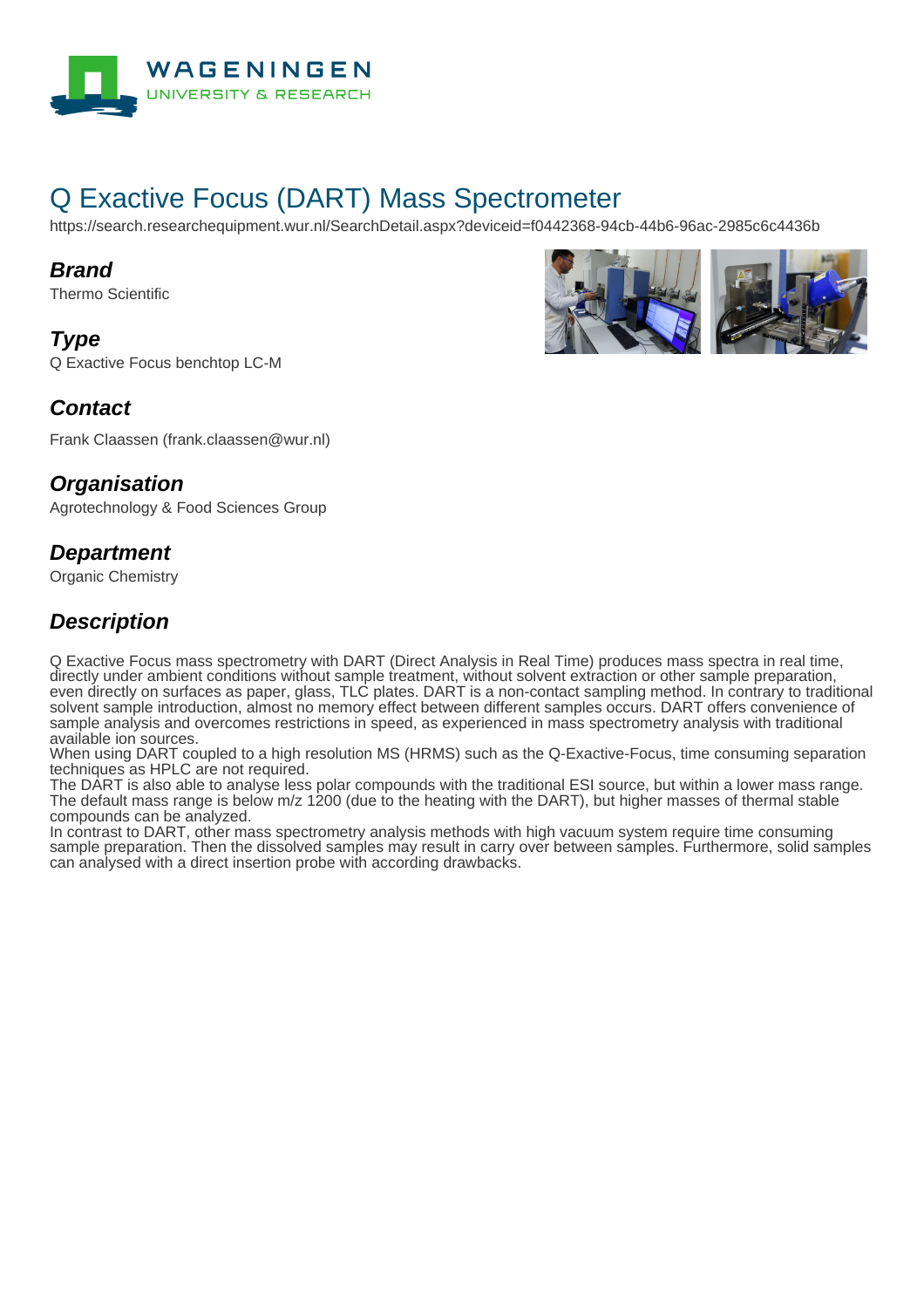# Q Exactive Focus (DART) Mass Spectrometer

https://search.researchequipment.wur.nl/SearchDetail.aspx?deviceid=f0442368-94cb-44b6-96ac-2985c6c4436b

## Brand

Thermo Scientific

## Type

Q Exactive Focus benchtop LC-M

## Contact

Frank Claassen (frank.claassen@wur.nl)

## Organisation

Agrotechnology & Food Sciences Group

## Department

Organic Chemistry

## Description

Q Exactive Focus mass spectrometry with DART (Direct Analysis in Real Time) produces mass spectra in real time, directly under ambient conditions without sample treatment, without solvent extraction or other sample preparation, even directly on surfaces as paper, glass, TLC plates. DART is a non-contact sampling method. In contrary to traditional solvent sample introduction, almost no memory effect between different samples occurs. DART offers convenience of sample analysis and overcomes restrictions in speed, as experienced in mass spectrometry analysis with traditional available ion sources.
When using DART coupled to a high resolution MS (HRMS) such as the Q-Exactive-Focus, time consuming separation techniques as HPLC are not required.
The DART is also able to analyse less polar compounds with the traditional ESI source, but within a lower mass range. The default mass range is below m/z 1200 (due to the heating with the DART), but higher masses of thermal stable compounds can be analyzed.
In contrast to DART, other mass spectrometry analysis methods with high vacuum system require time consuming sample preparation. Then the dissolved samples may result in carry over between samples. Furthermore, solid samples can analysed with a direct insertion probe with according drawbacks.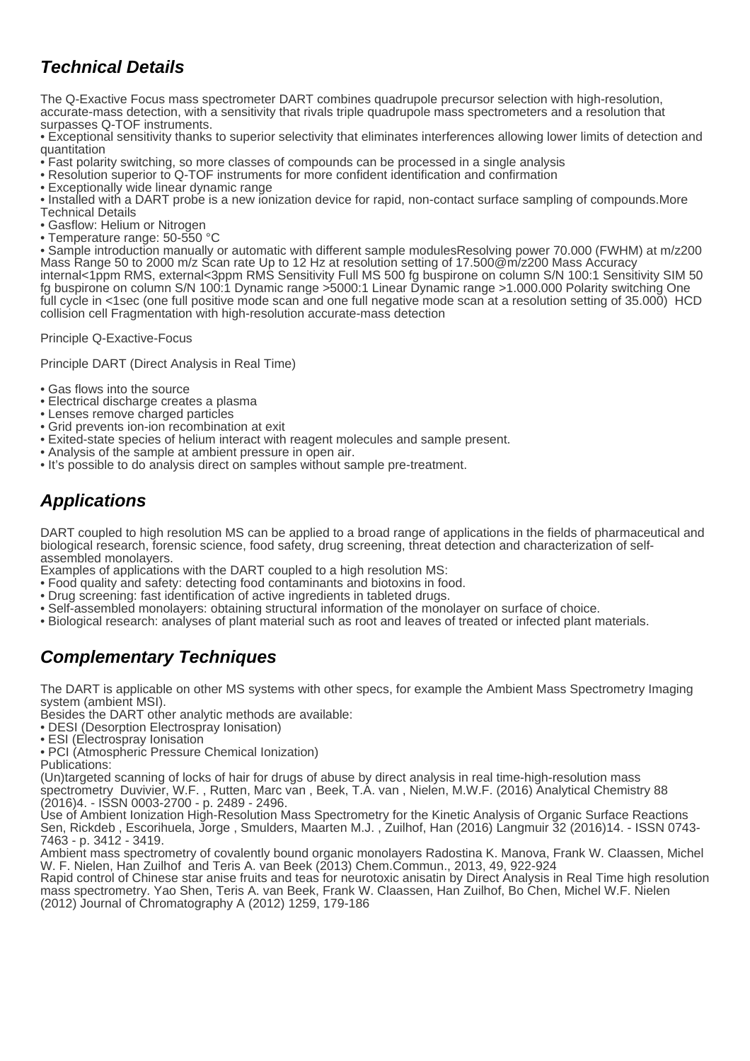## *Technical Details*

The Q-Exactive Focus mass spectrometer DART combines quadrupole precursor selection with high-resolution, accurate-mass detection, with a sensitivity that rivals triple quadrupole mass spectrometers and a resolution that surpasses Q-TOF instruments.

- Exceptional sensitivity thanks to superior selectivity that eliminates interferences allowing lower limits of detection and quantitation
- Fast polarity switching, so more classes of compounds can be processed in a single analysis
- Resolution superior to Q-TOF instruments for more confident identification and confirmation
- Exceptionally wide linear dynamic range
- Installed with a DART probe is a new ionization device for rapid, non-contact surface sampling of compounds.More Technical Details
- Gasflow: Helium or Nitrogen
- Temperature range: 50-550 °C
- Sample introduction manually or automatic with different sample modulesResolving power 70.000 (FWHM) at m/z200 Mass Range 50 to 2000 m/z Scan rate Up to 12 Hz at resolution setting of 17.500@m/z200 Mass Accuracy internal<1ppm RMS, external<3ppm RMS Sensitivity Full MS 500 fg buspirone on column S/N 100:1 Sensitivity SIM 50 fg buspirone on column S/N 100:1 Dynamic range >5000:1 Linear Dynamic range >1.000.000 Polarity switching One full cycle in <1sec (one full positive mode scan and one full negative mode scan at a resolution setting of 35.000) HCD collision cell Fragmentation with high-resolution accurate-mass detection

Principle Q-Exactive-Focus

Principle DART (Direct Analysis in Real Time)

- Gas flows into the source
- Electrical discharge creates a plasma
- Lenses remove charged particles
- Grid prevents ion-ion recombination at exit
- Exited-state species of helium interact with reagent molecules and sample present.
- Analysis of the sample at ambient pressure in open air.
- It's possible to do analysis direct on samples without sample pre-treatment.

## *Applications*

DART coupled to high resolution MS can be applied to a broad range of applications in the fields of pharmaceutical and biological research, forensic science, food safety, drug screening, threat detection and characterization of self-assembled monolayers.

Examples of applications with the DART coupled to a high resolution MS:

- Food quality and safety: detecting food contaminants and biotoxins in food.
- Drug screening: fast identification of active ingredients in tableted drugs.
- Self-assembled monolayers: obtaining structural information of the monolayer on surface of choice.
- Biological research: analyses of plant material such as root and leaves of treated or infected plant materials.

## *Complementary Techniques*

The DART is applicable on other MS systems with other specs, for example the Ambient Mass Spectrometry Imaging system (ambient MSI).

Besides the DART other analytic methods are available:

- DESI (Desorption Electrospray Ionisation)
- ESI (Electrospray Ionisation)
- PCI (Atmospheric Pressure Chemical Ionization)

Publications:

(Un)targeted scanning of locks of hair for drugs of abuse by direct analysis in real time-high-resolution mass spectrometry Duvivier, W.F. , Rutten, Marc van , Beek, T.A. van , Nielen, M.W.F. (2016) Analytical Chemistry 88 (2016)4. - ISSN 0003-2700 - p. 2489 - 2496.

Use of Ambient Ionization High-Resolution Mass Spectrometry for the Kinetic Analysis of Organic Surface Reactions Sen, Rickdeb , Escorihuela, Jorge , Smulders, Maarten M.J. , Zuilhof, Han (2016) Langmuir 32 (2016)14. - ISSN 0743-7463 - p. 3412 - 3419.

Ambient mass spectrometry of covalently bound organic monolayers Radostina K. Manova, Frank W. Claassen, Michel W. F. Nielen, Han Zuilhof and Teris A. van Beek (2013) Chem.Commun., 2013, 49, 922-924

Rapid control of Chinese star anise fruits and teas for neurotoxic anisatin by Direct Analysis in Real Time high resolution mass spectrometry. Yao Shen, Teris A. van Beek, Frank W. Claassen, Han Zuilhof, Bo Chen, Michel W.F. Nielen (2012) Journal of Chromatography A (2012) 1259, 179-186